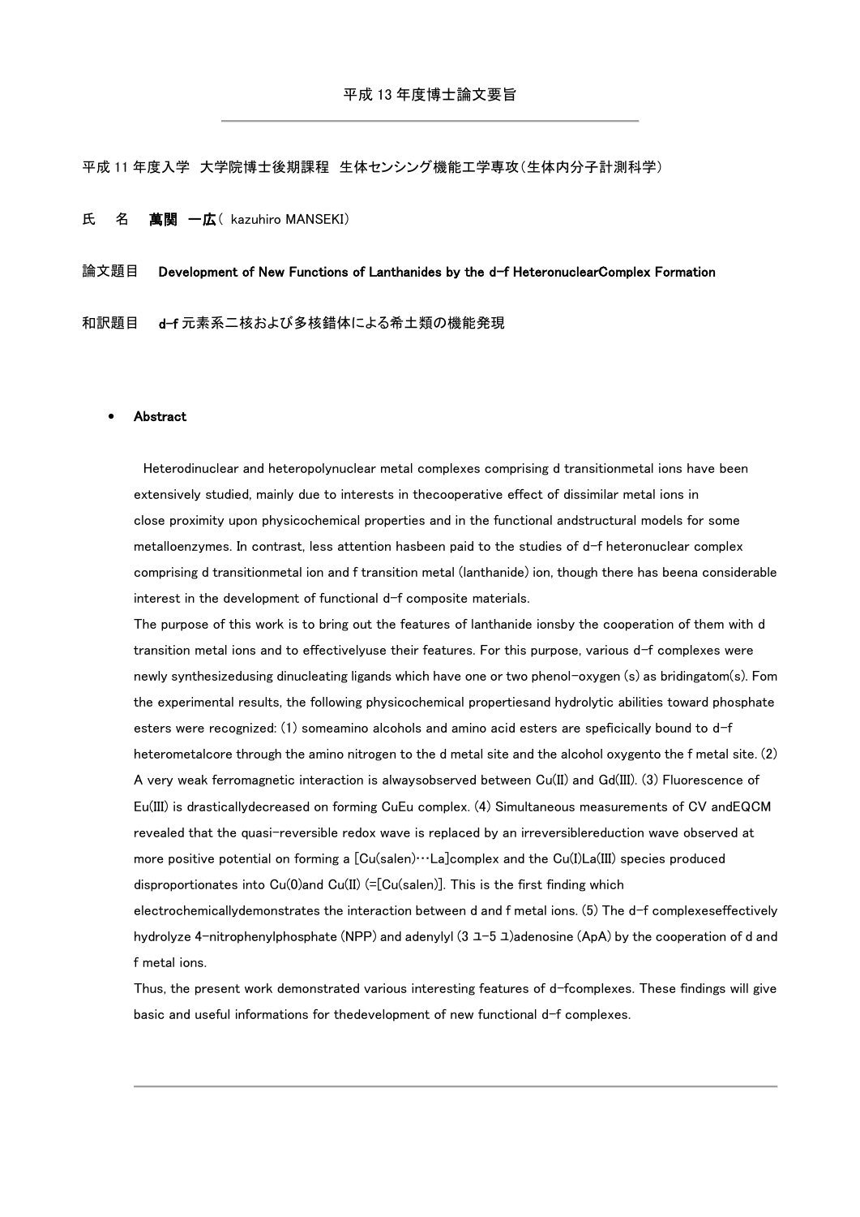# 平成 13 年度博士論文要旨

平成 11 年度入学 大学院博士後期課程 生体センシング機能工学専攻（生体内分子計測科学）

氏 名 **萬関 一広**（ kazuhiro MANSEKI）

論文題目 **Development of New Functions of Lanthanides by the d-f HeteronuclearComplex Formation**

和訳題目 **d-f 元素系二核および多核錯体による希土類の機能発現**

- **Abstract**

Heterodinuclear and heteropolynuclear metal complexes comprising d transitionmetal ions have been extensively studied, mainly due to interests in thecooperative effect of dissimilar metal ions in close proximity upon physicochemical properties and in the functional andstructural models for some metalloenzymes. In contrast, less attention hasbeen paid to the studies of d-f heteronuclear complex comprising d transitionmetal ion and f transition metal (lanthanide) ion, though there has beena considerable interest in the development of functional d-f composite materials.

The purpose of this work is to bring out the features of lanthanide ionsby the cooperation of them with d transition metal ions and to effectivelyuse their features. For this purpose, various d-f complexes were newly synthesizedusing dinucleating ligands which have one or two phenol-oxygen (s) as bridingatom(s). Fom the experimental results, the following physicochemical propertiesand hydrolytic abilities toward phosphate esters were recognized: (1) someamino alcohols and amino acid esters are speficically bound to d-f heterometalcore through the amino nitrogen to the d metal site and the alcohol oxygento the f metal site. (2) A very weak ferromagnetic interaction is alwaysobserved between Cu(II) and Gd(III). (3) Fluorescence of Eu(III) is drasticallydecreased on forming CuEu complex. (4) Simultaneous measurements of CV andEQCM revealed that the quasi-reversible redox wave is replaced by an irreversiblereduction wave observed at more positive potential on forming a [Cu(salen)…La]complex and the Cu(I)La(III) species produced disproportionates into Cu(0)and Cu(II) (=[Cu(salen)]. This is the first finding which electrochemicallydemonstrates the interaction between d and f metal ions. (5) The d-f complexeseffectively hydrolyze 4-nitrophenylphosphate (NPP) and adenylyl (3 ユ-5 ユ)adenosine (ApA) by the cooperation of d and f metal ions.

Thus, the present work demonstrated various interesting features of d-fcomplexes. These findings will give basic and useful informations for thedevelopment of new functional d-f complexes.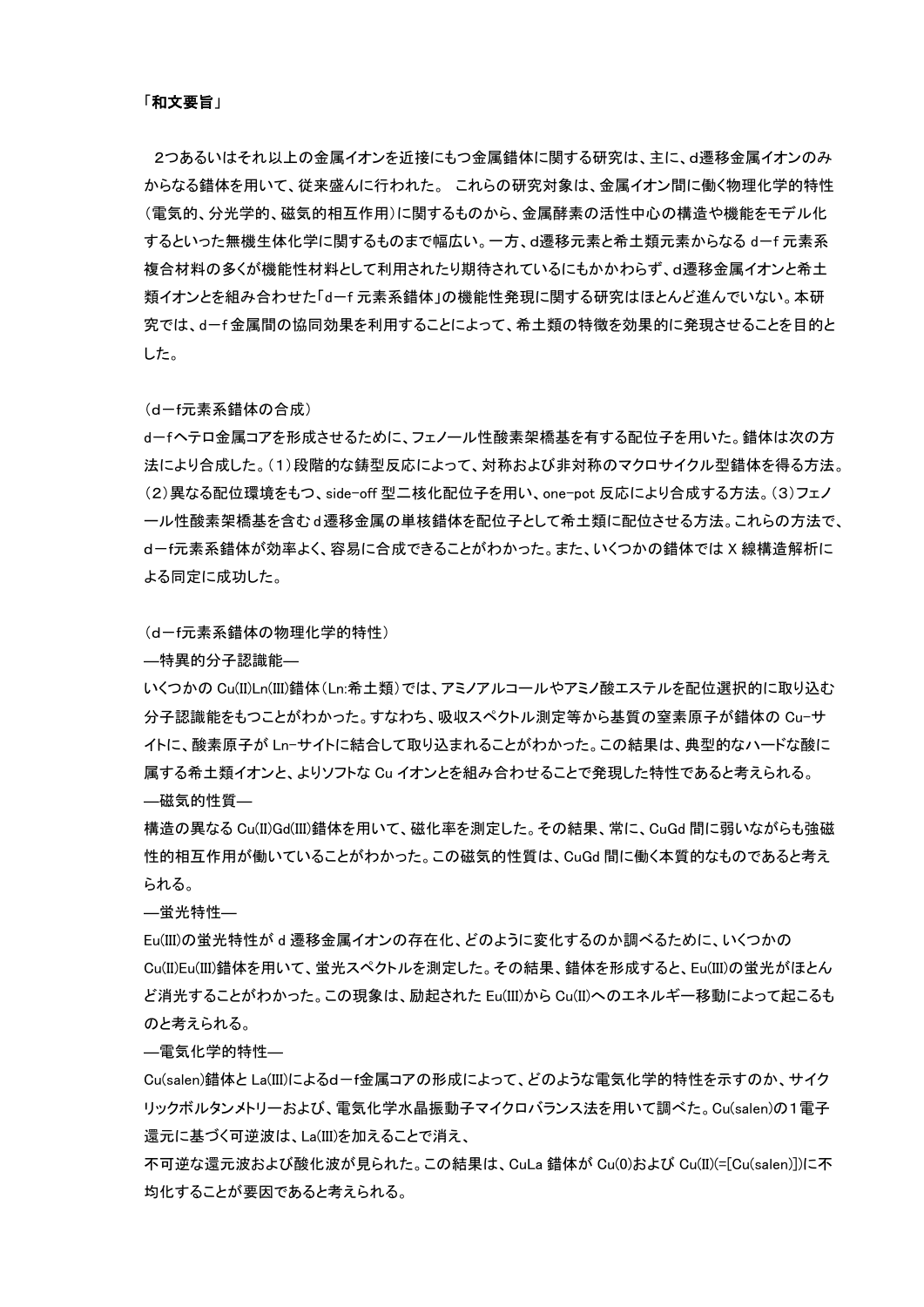「和文要旨」

2つあるいはそれ以上の金属イオンを近接にもつ金属錯体に関する研究は、主に、d遷移金属イオンのみからなる錯体を用いて、従来盛んに行われた。 これらの研究対象は、金属イオン間に働く物理化学的特性(電気的、分光学的、磁気的相互作用)に関するものから、金属酵素の活性中心の構造や機能をモデル化するといった無機生体化学に関するものまで幅広い。一方、d遷移元素と希土類元素からなる d－f 元素系複合材料の多くが機能性材料として利用されたり期待されているにもかかわらず、d遷移金属イオンと希土類イオンとを組み合わせた「d－f 元素系錯体」の機能性発現に関する研究はほとんど進んでいない。本研究では、d－f 金属間の協同効果を利用することによって、希土類の特徴を効果的に発現させることを目的とした。

(d－f元素系錯体の合成)

d－fヘテロ金属コアを形成させるために、フェノール性酸素架橋基を有する配位子を用いた。錯体は次の方法により合成した。(1)段階的な鋳型反応によって、対称および非対称のマクロサイクル型錯体を得る方法。(2)異なる配位環境をもつ、side-off 型二核化配位子を用い、one-pot 反応により合成する方法。(3)フェノール性酸素架橋基を含む d 遷移金属の単核錯体を配位子として希土類に配位させる方法。これらの方法で、d－f元素系錯体が効率よく、容易に合成できることがわかった。また、いくつかの錯体では X 線構造解析による同定に成功した。

(d－f元素系錯体の物理化学的特性)

—特異的分子認識能—

いくつかの Cu(II)Ln(III)錯体(Ln:希土類)では、アミノアルコールやアミノ酸エステルを配位選択的に取り込む分子認識能をもつことがわかった。すなわち、吸収スペクトル測定等から基質の窒素原子が錯体の Cu-サイトに、酸素原子が Ln-サイトに結合して取り込まれることがわかった。この結果は、典型的なハードな酸に属する希土類イオンと、よりソフトな Cu イオンとを組み合わせることで発現した特性であると考えられる。

—磁気的性質—

構造の異なる Cu(II)Gd(III)錯体を用いて、磁化率を測定した。その結果、常に、CuGd 間に弱いながらも強磁性的相互作用が働いていることがわかった。この磁気的性質は、CuGd 間に働く本質的なものであると考えられる。

—蛍光特性—

Eu(III)の蛍光特性が d 遷移金属イオンの存在化、どのように変化するのか調べるために、いくつかの Cu(II)Eu(III)錯体を用いて、蛍光スペクトルを測定した。その結果、錯体を形成すると、Eu(III)の蛍光がほとんど消光することがわかった。この現象は、励起された Eu(III)から Cu(II)へのエネルギー移動によって起こるものと考えられる。

—電気化学的特性—

Cu(salen)錯体と La(III)によるd－f金属コアの形成によって、どのような電気化学的特性を示すのか、サイクリックボルタンメトリーおよび、電気化学水晶振動子マイクロバランス法を用いて調べた。Cu(salen)の1電子還元に基づく可逆波は、La(III)を加えることで消え、
不可逆な還元波および酸化波が見られた。この結果は、CuLa 錯体が Cu(0)および Cu(II)(=[Cu(salen)])に不均化することが要因であると考えられる。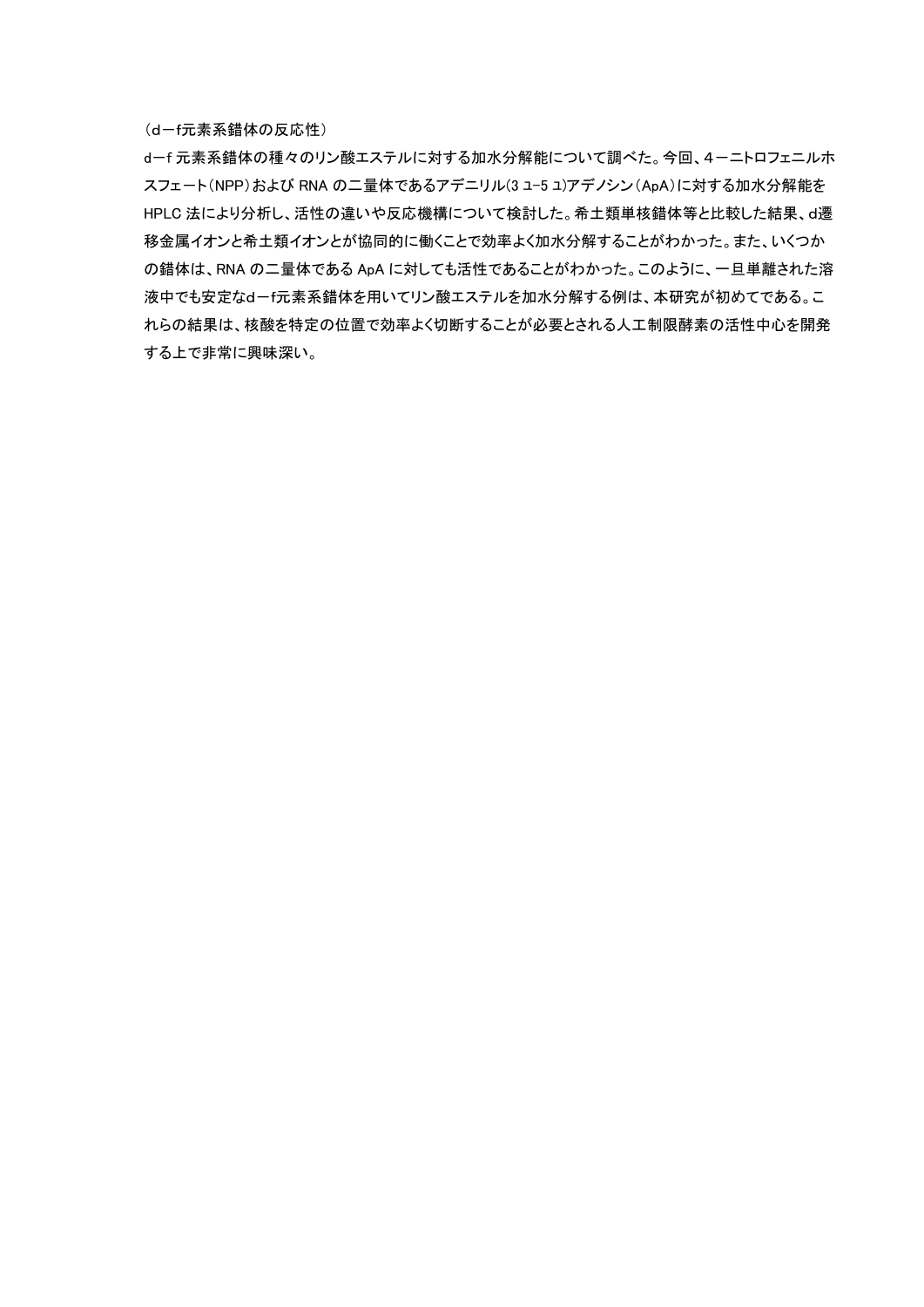（d－f元素系錯体の反応性）

d－f 元素系錯体の種々のリン酸エステルに対する加水分解能について調べた。今回、4－ニトロフェニルホスフェート（NPP）および RNA の二量体であるアデニリル(3 ユ-5 ユ)アデノシン（ApA）に対する加水分解能を HPLC 法により分析し、活性の違いや反応機構について検討した。希土類単核錯体等と比較した結果、d遷移金属イオンと希土類イオンとが協同的に働くことで効率よく加水分解することがわかった。また、いくつかの錯体は、RNA の二量体である ApA に対しても活性であることがわかった。このように、一旦単離された溶液中でも安定なd－f元素系錯体を用いてリン酸エステルを加水分解する例は、本研究が初めてである。これらの結果は、核酸を特定の位置で効率よく切断することが必要とされる人工制限酵素の活性中心を開発する上で非常に興味深い。